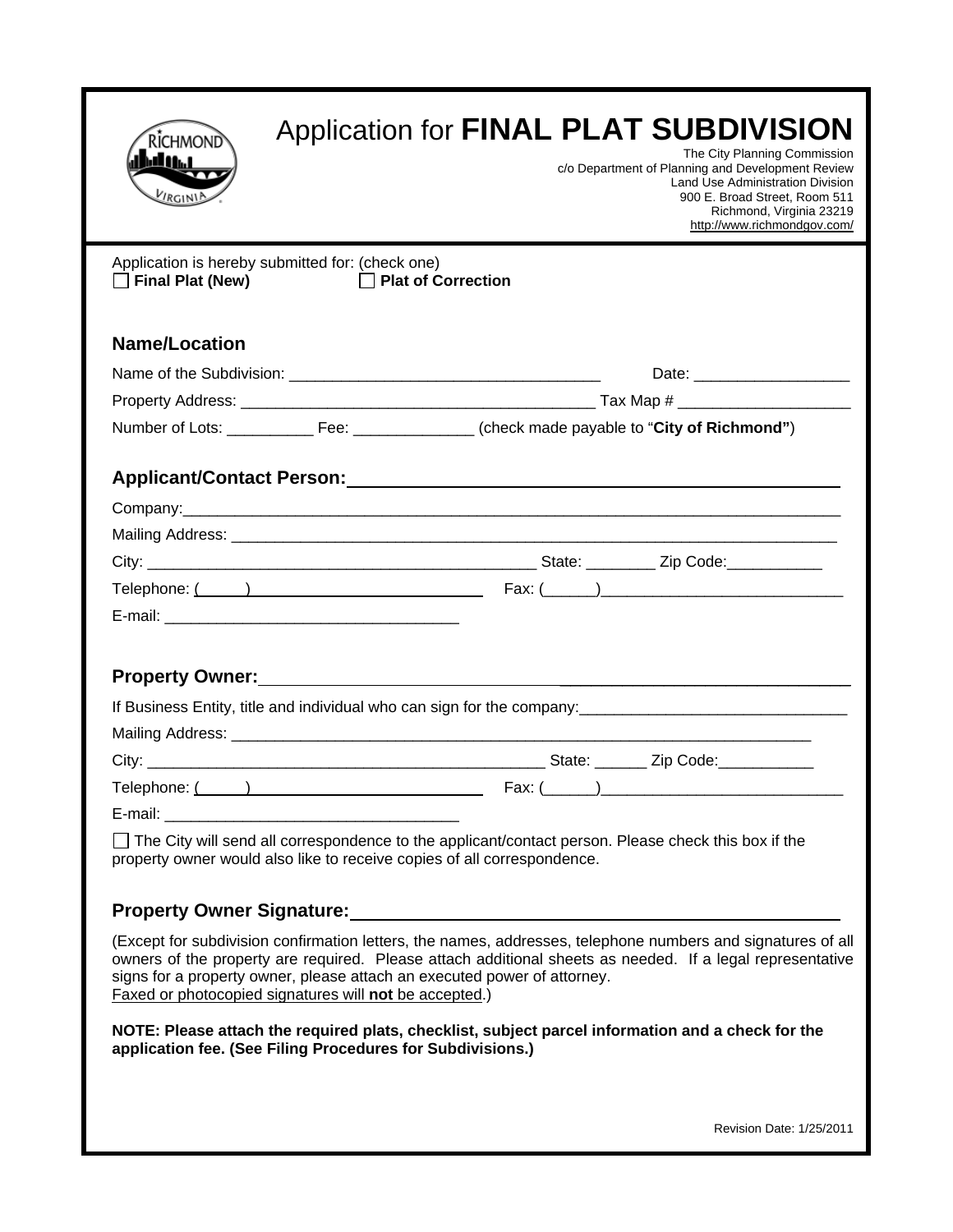# Application for **FINAL PLAT SUBDIVISION**

The City Planning Commission
c/o Department of Planning and Development Review
Land Use Administration Division
900 E. Broad Street, Room 511
Richmond, Virginia 23219
http://www.richmondgov.com/

Application is hereby submitted for: (check one)

☐ **Final Plat (New)** ☐ **Plat of Correction**

## Name/Location

Name of the Subdivision: ____________________________________ Date: __________________

Property Address: __________________________________________ Tax Map # ___________________

Number of Lots: __________ Fee: _____________ (check made payable to "**City of Richmond"**)

## Applicant/Contact Person: ______________________________________________

Company: ___________________________________________________________________________

Mailing Address: ____________________________________________________________________

City: _____________________________________________ State: ________ Zip Code: ___________

Telephone: (_____) __________________________ Fax: (______)____________________________

E-mail: __________________________________

## Property Owner: ____________________________________________________________

If Business Entity, title and individual who can sign for the company: ______________________________

Mailing Address: ____________________________________________________________________

City: ______________________________________________ State: ______ Zip Code: ___________

Telephone: (_____) __________________________ Fax: (______)____________________________

E-mail: __________________________________

☐ The City will send all correspondence to the applicant/contact person. Please check this box if the property owner would also like to receive copies of all correspondence.

## Property Owner Signature: ______________________________________________

(Except for subdivision confirmation letters, the names, addresses, telephone numbers and signatures of all owners of the property are required. Please attach additional sheets as needed. If a legal representative signs for a property owner, please attach an executed power of attorney.
Faxed or photocopied signatures will **not** be accepted.)

**NOTE: Please attach the required plats, checklist, subject parcel information and a check for the application fee. (See Filing Procedures for Subdivisions.)**

Revision Date: 1/25/2011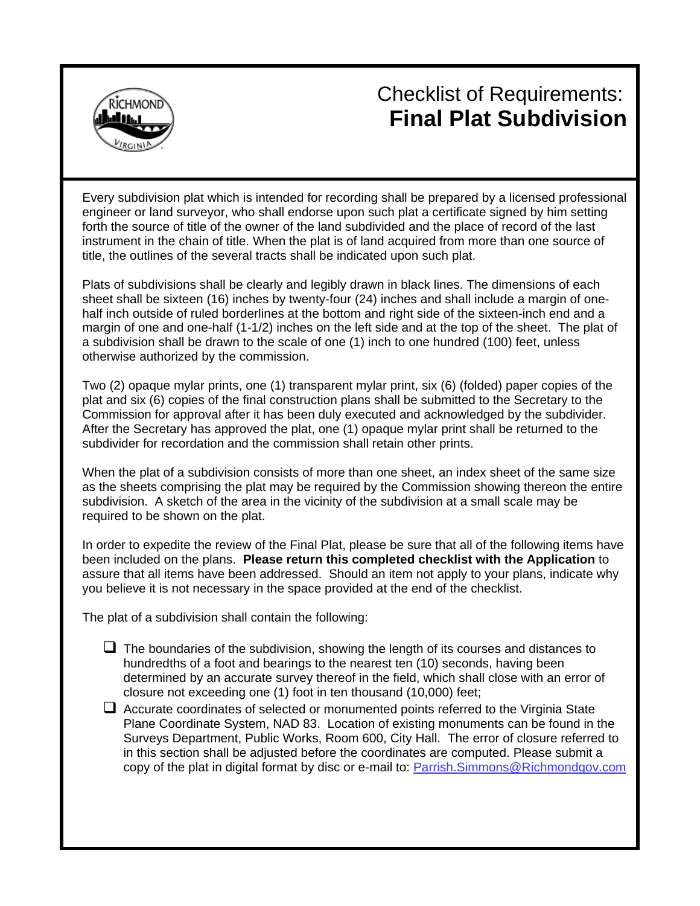# Checklist of Requirements: **Final Plat Subdivision**

Every subdivision plat which is intended for recording shall be prepared by a licensed professional engineer or land surveyor, who shall endorse upon such plat a certificate signed by him setting forth the source of title of the owner of the land subdivided and the place of record of the last instrument in the chain of title. When the plat is of land acquired from more than one source of title, the outlines of the several tracts shall be indicated upon such plat.

Plats of subdivisions shall be clearly and legibly drawn in black lines. The dimensions of each sheet shall be sixteen (16) inches by twenty-four (24) inches and shall include a margin of one-half inch outside of ruled borderlines at the bottom and right side of the sixteen-inch end and a margin of one and one-half (1-1/2) inches on the left side and at the top of the sheet. The plat of a subdivision shall be drawn to the scale of one (1) inch to one hundred (100) feet, unless otherwise authorized by the commission.

Two (2) opaque mylar prints, one (1) transparent mylar print, six (6) (folded) paper copies of the plat and six (6) copies of the final construction plans shall be submitted to the Secretary to the Commission for approval after it has been duly executed and acknowledged by the subdivider. After the Secretary has approved the plat, one (1) opaque mylar print shall be returned to the subdivider for recordation and the commission shall retain other prints.

When the plat of a subdivision consists of more than one sheet, an index sheet of the same size as the sheets comprising the plat may be required by the Commission showing thereon the entire subdivision. A sketch of the area in the vicinity of the subdivision at a small scale may be required to be shown on the plat.

In order to expedite the review of the Final Plat, please be sure that all of the following items have been included on the plans. **Please return this completed checklist with the Application** to assure that all items have been addressed. Should an item not apply to your plans, indicate why you believe it is not necessary in the space provided at the end of the checklist.

The plat of a subdivision shall contain the following:

- ☐ The boundaries of the subdivision, showing the length of its courses and distances to hundredths of a foot and bearings to the nearest ten (10) seconds, having been determined by an accurate survey thereof in the field, which shall close with an error of closure not exceeding one (1) foot in ten thousand (10,000) feet;
- ☐ Accurate coordinates of selected or monumented points referred to the Virginia State Plane Coordinate System, NAD 83. Location of existing monuments can be found in the Surveys Department, Public Works, Room 600, City Hall. The error of closure referred to in this section shall be adjusted before the coordinates are computed. Please submit a copy of the plat in digital format by disc or e-mail to: Parrish.Simmons@Richmondgov.com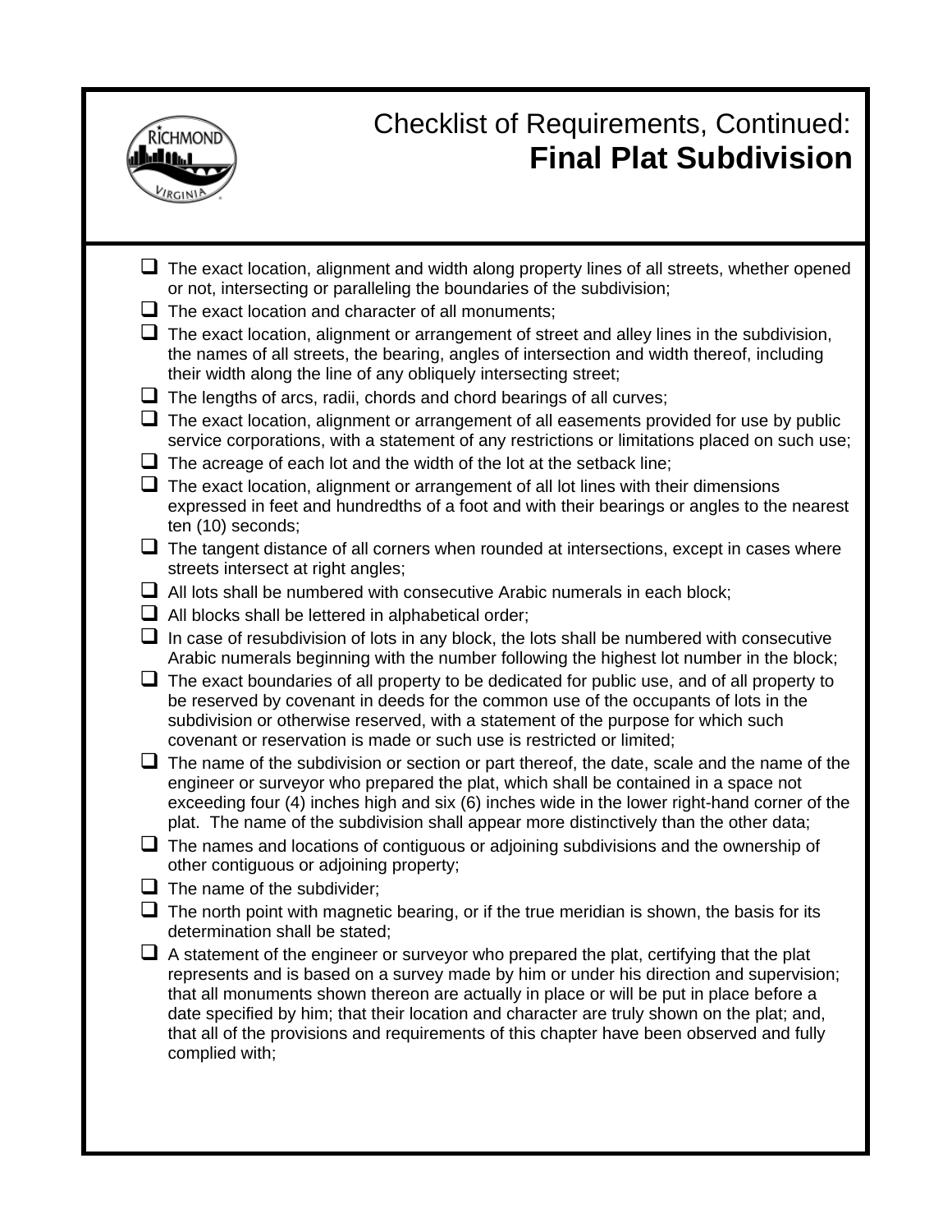# Checklist of Requirements, Continued:
# **Final Plat Subdivision**

- [ ] The exact location, alignment and width along property lines of all streets, whether opened or not, intersecting or paralleling the boundaries of the subdivision;
- [ ] The exact location and character of all monuments;
- [ ] The exact location, alignment or arrangement of street and alley lines in the subdivision, the names of all streets, the bearing, angles of intersection and width thereof, including their width along the line of any obliquely intersecting street;
- [ ] The lengths of arcs, radii, chords and chord bearings of all curves;
- [ ] The exact location, alignment or arrangement of all easements provided for use by public service corporations, with a statement of any restrictions or limitations placed on such use;
- [ ] The acreage of each lot and the width of the lot at the setback line;
- [ ] The exact location, alignment or arrangement of all lot lines with their dimensions expressed in feet and hundredths of a foot and with their bearings or angles to the nearest ten (10) seconds;
- [ ] The tangent distance of all corners when rounded at intersections, except in cases where streets intersect at right angles;
- [ ] All lots shall be numbered with consecutive Arabic numerals in each block;
- [ ] All blocks shall be lettered in alphabetical order;
- [ ] In case of resubdivision of lots in any block, the lots shall be numbered with consecutive Arabic numerals beginning with the number following the highest lot number in the block;
- [ ] The exact boundaries of all property to be dedicated for public use, and of all property to be reserved by covenant in deeds for the common use of the occupants of lots in the subdivision or otherwise reserved, with a statement of the purpose for which such covenant or reservation is made or such use is restricted or limited;
- [ ] The name of the subdivision or section or part thereof, the date, scale and the name of the engineer or surveyor who prepared the plat, which shall be contained in a space not exceeding four (4) inches high and six (6) inches wide in the lower right-hand corner of the plat. The name of the subdivision shall appear more distinctively than the other data;
- [ ] The names and locations of contiguous or adjoining subdivisions and the ownership of other contiguous or adjoining property;
- [ ] The name of the subdivider;
- [ ] The north point with magnetic bearing, or if the true meridian is shown, the basis for its determination shall be stated;
- [ ] A statement of the engineer or surveyor who prepared the plat, certifying that the plat represents and is based on a survey made by him or under his direction and supervision; that all monuments shown thereon are actually in place or will be put in place before a date specified by him; that their location and character are truly shown on the plat; and, that all of the provisions and requirements of this chapter have been observed and fully complied with;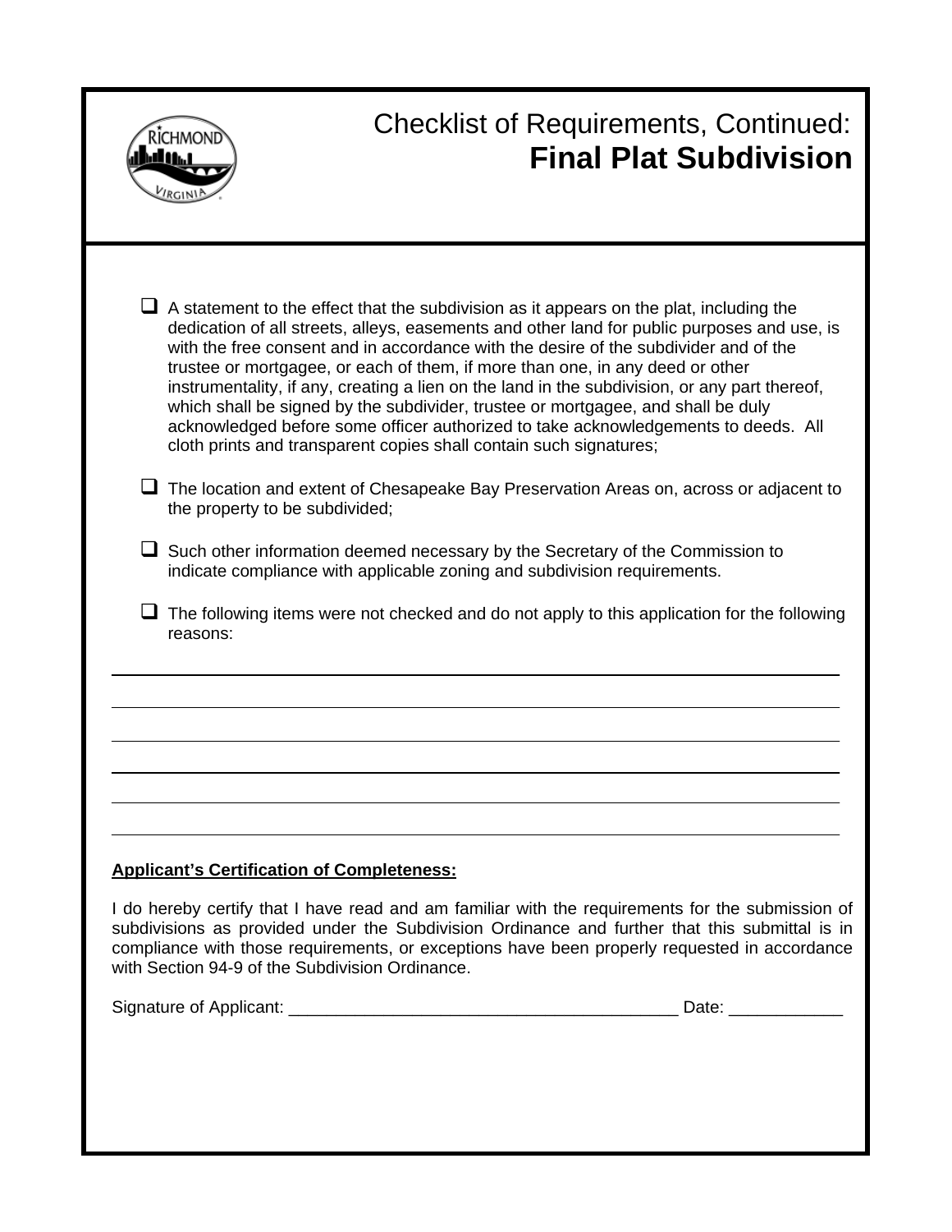# Checklist of Requirements, Continued: **Final Plat Subdivision**

- ☐ A statement to the effect that the subdivision as it appears on the plat, including the dedication of all streets, alleys, easements and other land for public purposes and use, is with the free consent and in accordance with the desire of the subdivider and of the trustee or mortgagee, or each of them, if more than one, in any deed or other instrumentality, if any, creating a lien on the land in the subdivision, or any part thereof, which shall be signed by the subdivider, trustee or mortgagee, and shall be duly acknowledged before some officer authorized to take acknowledgements to deeds. All cloth prints and transparent copies shall contain such signatures;

- ☐ The location and extent of Chesapeake Bay Preservation Areas on, across or adjacent to the property to be subdivided;

- ☐ Such other information deemed necessary by the Secretary of the Commission to indicate compliance with applicable zoning and subdivision requirements.

- ☐ The following items were not checked and do not apply to this application for the following reasons:

______________________________________________________________________________

______________________________________________________________________________

______________________________________________________________________________

______________________________________________________________________________

______________________________________________________________________________

______________________________________________________________________________

**<u>Applicant's Certification of Completeness:</u>**

I do hereby certify that I have read and am familiar with the requirements for the submission of subdivisions as provided under the Subdivision Ordinance and further that this submittal is in compliance with those requirements, or exceptions have been properly requested in accordance with Section 94-9 of the Subdivision Ordinance.

Signature of Applicant: __________________________________________ Date: ____________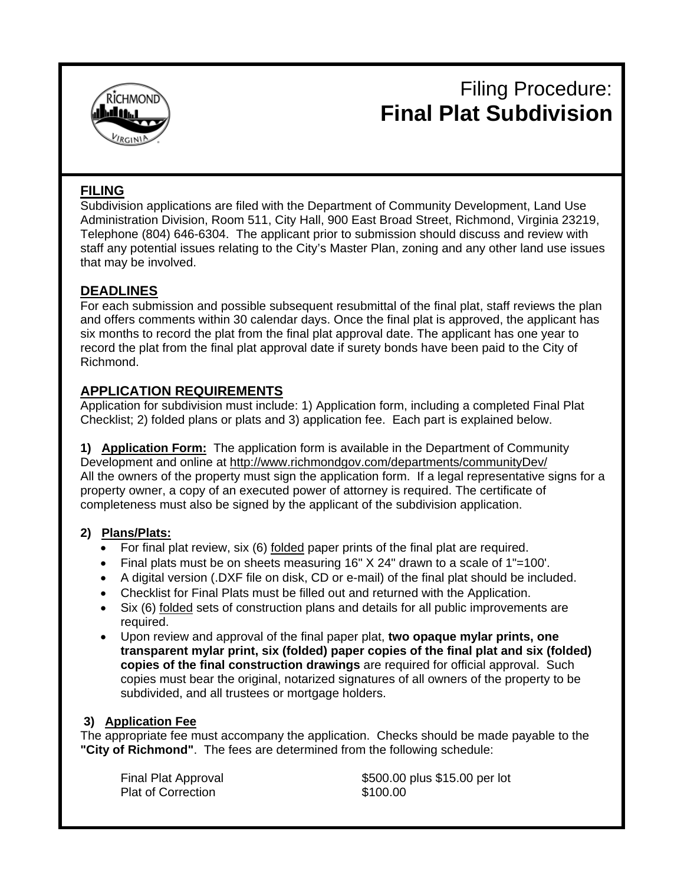# Filing Procedure: **Final Plat Subdivision**

## FILING

Subdivision applications are filed with the Department of Community Development, Land Use Administration Division, Room 511, City Hall, 900 East Broad Street, Richmond, Virginia 23219, Telephone (804) 646-6304. The applicant prior to submission should discuss and review with staff any potential issues relating to the City's Master Plan, zoning and any other land use issues that may be involved.

## DEADLINES

For each submission and possible subsequent resubmittal of the final plat, staff reviews the plan and offers comments within 30 calendar days. Once the final plat is approved, the applicant has six months to record the plat from the final plat approval date. The applicant has one year to record the plat from the final plat approval date if surety bonds have been paid to the City of Richmond.

## APPLICATION REQUIREMENTS

Application for subdivision must include: 1) Application form, including a completed Final Plat Checklist; 2) folded plans or plats and 3) application fee. Each part is explained below.

**1) Application Form:** The application form is available in the Department of Community Development and online at http://www.richmondgov.com/departments/communityDev/
All the owners of the property must sign the application form. If a legal representative signs for a property owner, a copy of an executed power of attorney is required. The certificate of completeness must also be signed by the applicant of the subdivision application.

**2) Plans/Plats:**

- For final plat review, six (6) folded paper prints of the final plat are required.
- Final plats must be on sheets measuring 16" X 24" drawn to a scale of 1"=100'.
- A digital version (.DXF file on disk, CD or e-mail) of the final plat should be included.
- Checklist for Final Plats must be filled out and returned with the Application.
- Six (6) folded sets of construction plans and details for all public improvements are required.
- Upon review and approval of the final paper plat, **two opaque mylar prints, one transparent mylar print, six (folded) paper copies of the final plat and six (folded) copies of the final construction drawings** are required for official approval. Such copies must bear the original, notarized signatures of all owners of the property to be subdivided, and all trustees or mortgage holders.

**3) Application Fee**

The appropriate fee must accompany the application. Checks should be made payable to the **"City of Richmond"**. The fees are determined from the following schedule:

| | |
|---|---|
| Final Plat Approval | $500.00 plus $15.00 per lot |
| Plat of Correction | $100.00 |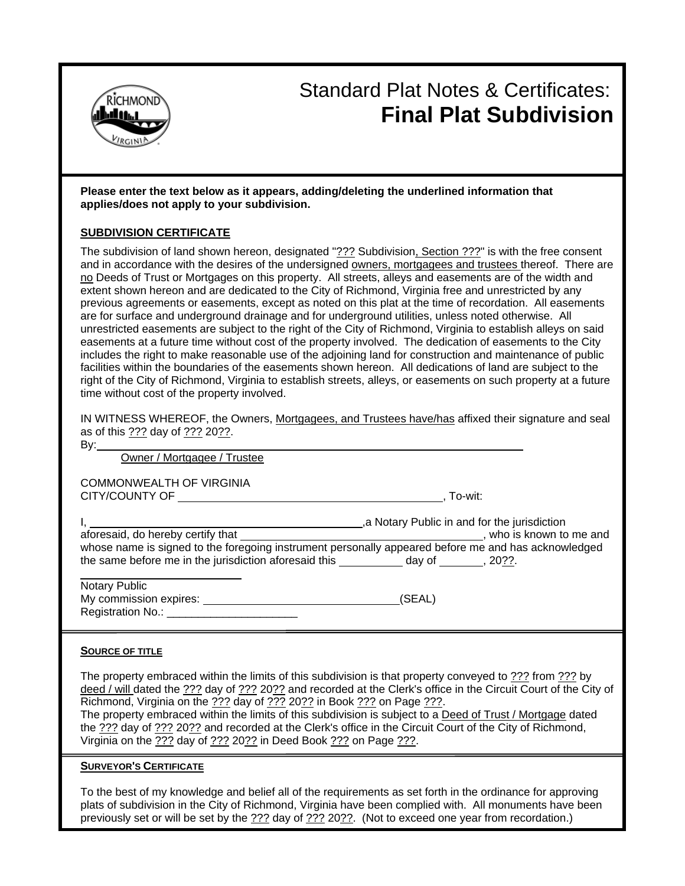# Standard Plat Notes & Certificates: **Final Plat Subdivision**

**Please enter the text below as it appears, adding/deleting the underlined information that applies/does not apply to your subdivision.**

## SUBDIVISION CERTIFICATE

The subdivision of land shown hereon, designated "??? Subdivision, Section ???" is with the free consent and in accordance with the desires of the undersigned owners, mortgagees and trustees thereof. There are no Deeds of Trust or Mortgages on this property. All streets, alleys and easements are of the width and extent shown hereon and are dedicated to the City of Richmond, Virginia free and unrestricted by any previous agreements or easements, except as noted on this plat at the time of recordation. All easements are for surface and underground drainage and for underground utilities, unless noted otherwise. All unrestricted easements are subject to the right of the City of Richmond, Virginia to establish alleys on said easements at a future time without cost of the property involved. The dedication of easements to the City includes the right to make reasonable use of the adjoining land for construction and maintenance of public facilities within the boundaries of the easements shown hereon. All dedications of land are subject to the right of the City of Richmond, Virginia to establish streets, alleys, or easements on such property at a future time without cost of the property involved.

IN WITNESS WHEREOF, the Owners, Mortgagees, and Trustees have/has affixed their signature and seal as of this ??? day of ??? 20??.

By:\_\_\_\_\_\_\_\_\_\_\_\_\_\_\_\_\_\_\_\_\_\_\_\_\_\_\_\_\_\_\_\_\_\_\_\_\_\_\_\_\_\_\_\_\_\_\_\_\_\_\_\_

Owner / Mortgagee / Trustee

COMMONWEALTH OF VIRGINIA
CITY/COUNTY OF \_\_\_\_\_\_\_\_\_\_\_\_\_\_\_\_\_\_\_\_\_\_\_\_\_\_\_\_\_\_\_\_\_\_\_\_, To-wit:

I, \_\_\_\_\_\_\_\_\_\_\_\_\_\_\_\_\_\_\_\_\_\_\_\_\_\_\_\_\_\_\_\_\_\_\_\_,a Notary Public in and for the jurisdiction aforesaid, do hereby certify that \_\_\_\_\_\_\_\_\_\_\_\_\_\_\_\_\_\_\_\_\_\_\_\_\_\_\_\_\_\_\_\_, who is known to me and whose name is signed to the foregoing instrument personally appeared before me and has acknowledged the same before me in the jurisdiction aforesaid this \_\_\_\_\_\_\_\_\_ day of \_\_\_\_\_\_\_, 20??.

\_\_\_\_\_\_\_\_\_\_\_\_\_\_\_\_\_\_\_\_\_\_\_\_
Notary Public
My commission expires: \_\_\_\_\_\_\_\_\_\_\_\_\_\_\_\_\_\_\_\_\_\_\_\_\_\_\_(SEAL)
Registration No.: \_\_\_\_\_\_\_\_\_\_\_\_\_\_\_\_\_\_\_\_\_

## SOURCE OF TITLE

The property embraced within the limits of this subdivision is that property conveyed to ??? from ??? by deed / will dated the ??? day of ??? 20?? and recorded at the Clerk's office in the Circuit Court of the City of Richmond, Virginia on the ??? day of ??? 20?? in Book ??? on Page ???.
The property embraced within the limits of this subdivision is subject to a Deed of Trust / Mortgage dated the ??? day of ??? 20?? and recorded at the Clerk's office in the Circuit Court of the City of Richmond, Virginia on the ??? day of ??? 20?? in Deed Book ??? on Page ???.

## SURVEYOR'S CERTIFICATE

To the best of my knowledge and belief all of the requirements as set forth in the ordinance for approving plats of subdivision in the City of Richmond, Virginia have been complied with. All monuments have been previously set or will be set by the ??? day of ??? 20??. (Not to exceed one year from recordation.)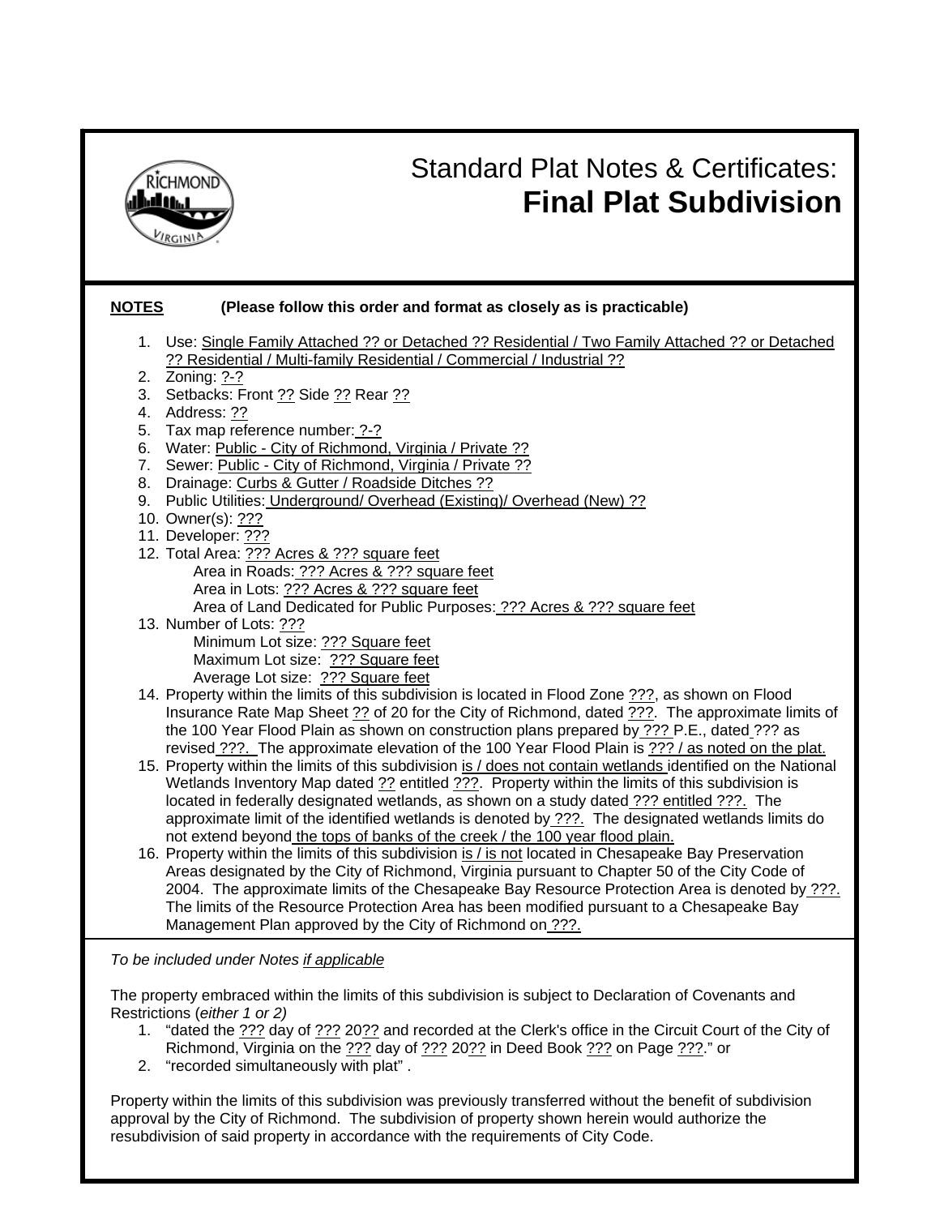# Standard Plat Notes & Certificates:

## Final Plat Subdivision

**NOTES** **(Please follow this order and format as closely as is practicable)**

1. Use: Single Family Attached ?? or Detached ?? Residential / Two Family Attached ?? or Detached ?? Residential / Multi-family Residential / Commercial / Industrial ??
2. Zoning: ?-?
3. Setbacks: Front ?? Side ?? Rear ??
4. Address: ??
5. Tax map reference number: ?-?
6. Water: Public - City of Richmond, Virginia / Private ??
7. Sewer: Public - City of Richmond, Virginia / Private ??
8. Drainage: Curbs & Gutter / Roadside Ditches ??
9. Public Utilities: Underground/ Overhead (Existing)/ Overhead (New) ??
10. Owner(s): ???
11. Developer: ???
12. Total Area: ??? Acres & ??? square feet
    Area in Roads: ??? Acres & ??? square feet
    Area in Lots: ??? Acres & ??? square feet
    Area of Land Dedicated for Public Purposes: ??? Acres & ??? square feet
13. Number of Lots: ???
    Minimum Lot size: ??? Square feet
    Maximum Lot size: ??? Square feet
    Average Lot size: ??? Square feet
14. Property within the limits of this subdivision is located in Flood Zone ???, as shown on Flood Insurance Rate Map Sheet ?? of 20 for the City of Richmond, dated ???. The approximate limits of the 100 Year Flood Plain as shown on construction plans prepared by ??? P.E., dated ??? as revised ???. The approximate elevation of the 100 Year Flood Plain is ??? / as noted on the plat.
15. Property within the limits of this subdivision is / does not contain wetlands identified on the National Wetlands Inventory Map dated ?? entitled ???. Property within the limits of this subdivision is located in federally designated wetlands, as shown on a study dated ??? entitled ???. The approximate limit of the identified wetlands is denoted by ???. The designated wetlands limits do not extend beyond the tops of banks of the creek / the 100 year flood plain.
16. Property within the limits of this subdivision is / is not located in Chesapeake Bay Preservation Areas designated by the City of Richmond, Virginia pursuant to Chapter 50 of the City Code of 2004. The approximate limits of the Chesapeake Bay Resource Protection Area is denoted by ???. The limits of the Resource Protection Area has been modified pursuant to a Chesapeake Bay Management Plan approved by the City of Richmond on ???.

*To be included under Notes if applicable*

The property embraced within the limits of this subdivision is subject to Declaration of Covenants and Restrictions (*either 1 or 2)*

1. "dated the ??? day of ??? 20?? and recorded at the Clerk's office in the Circuit Court of the City of Richmond, Virginia on the ??? day of ??? 20?? in Deed Book ??? on Page ???." or
2. "recorded simultaneously with plat" .

Property within the limits of this subdivision was previously transferred without the benefit of subdivision approval by the City of Richmond. The subdivision of property shown herein would authorize the resubdivision of said property in accordance with the requirements of City Code.